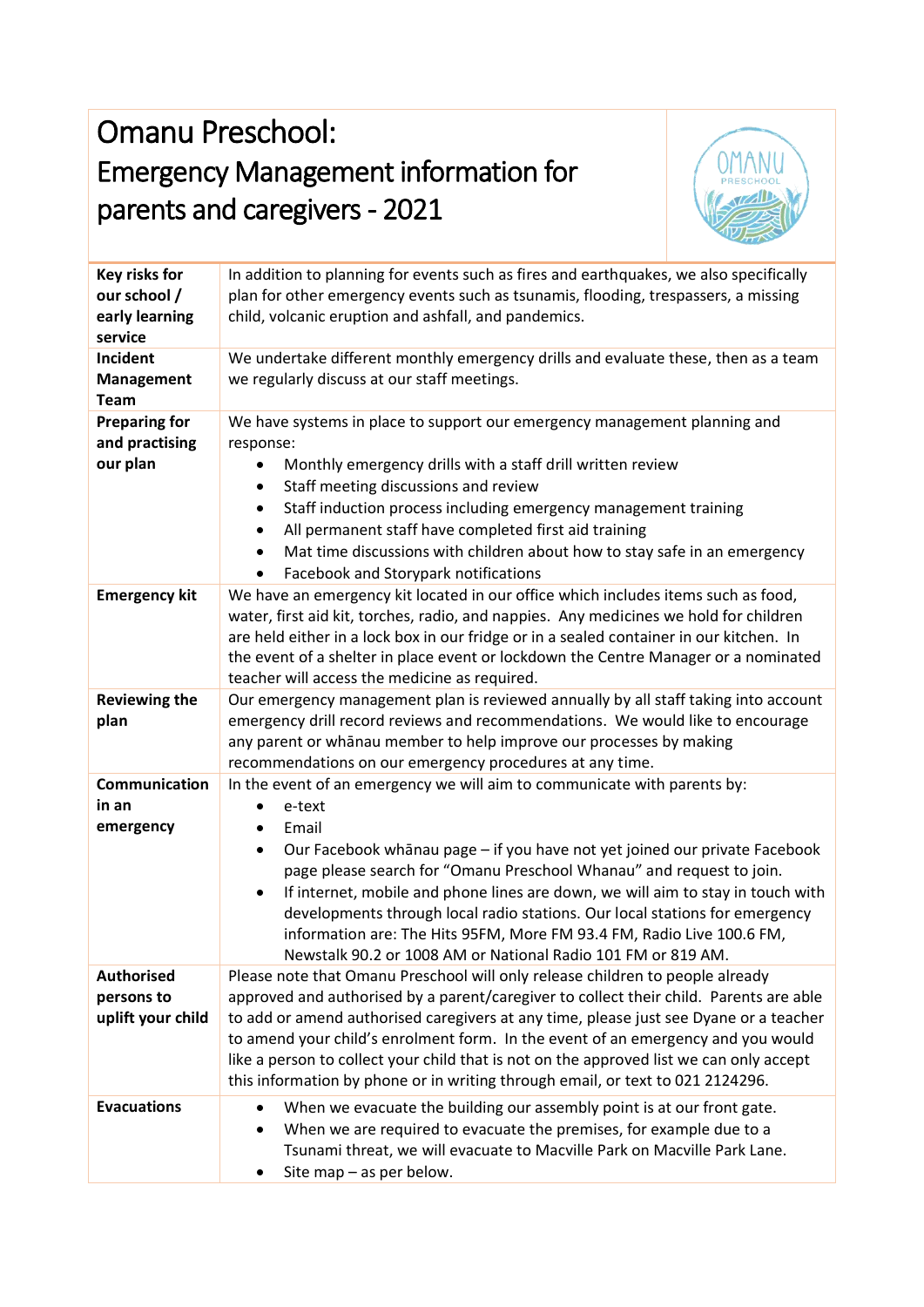# Omanu Preschool:

## Emergency Management information for parents and caregivers - 2021

| | |
|---|---|
| **Key risks for our school / early learning service** | In addition to planning for events such as fires and earthquakes, we also specifically plan for other emergency events such as tsunamis, flooding, trespassers, a missing child, volcanic eruption and ashfall, and pandemics. |
| **Incident Management Team** | We undertake different monthly emergency drills and evaluate these, then as a team we regularly discuss at our staff meetings. |
| **Preparing for and practising our plan** | We have systems in place to support our emergency management planning and response:<br>• Monthly emergency drills with a staff drill written review<br>• Staff meeting discussions and review<br>• Staff induction process including emergency management training<br>• All permanent staff have completed first aid training<br>• Mat time discussions with children about how to stay safe in an emergency<br>• Facebook and Storypark notifications |
| **Emergency kit** | We have an emergency kit located in our office which includes items such as food, water, first aid kit, torches, radio, and nappies. Any medicines we hold for children are held either in a lock box in our fridge or in a sealed container in our kitchen. In the event of a shelter in place event or lockdown the Centre Manager or a nominated teacher will access the medicine as required. |
| **Reviewing the plan** | Our emergency management plan is reviewed annually by all staff taking into account emergency drill record reviews and recommendations. We would like to encourage any parent or whānau member to help improve our processes by making recommendations on our emergency procedures at any time. |
| **Communication in an emergency** | In the event of an emergency we will aim to communicate with parents by:<br>• e-text<br>• Email<br>• Our Facebook whānau page – if you have not yet joined our private Facebook page please search for "Omanu Preschool Whanau" and request to join.<br>• If internet, mobile and phone lines are down, we will aim to stay in touch with developments through local radio stations. Our local stations for emergency information are: The Hits 95FM, More FM 93.4 FM, Radio Live 100.6 FM, Newstalk 90.2 or 1008 AM or National Radio 101 FM or 819 AM. |
| **Authorised persons to uplift your child** | Please note that Omanu Preschool will only release children to people already approved and authorised by a parent/caregiver to collect their child. Parents are able to add or amend authorised caregivers at any time, please just see Dyane or a teacher to amend your child's enrolment form. In the event of an emergency and you would like a person to collect your child that is not on the approved list we can only accept this information by phone or in writing through email, or text to 021 2124296. |
| **Evacuations** | • When we evacuate the building our assembly point is at our front gate.<br>• When we are required to evacuate the premises, for example due to a Tsunami threat, we will evacuate to Macville Park on Macville Park Lane.<br>• Site map – as per below. |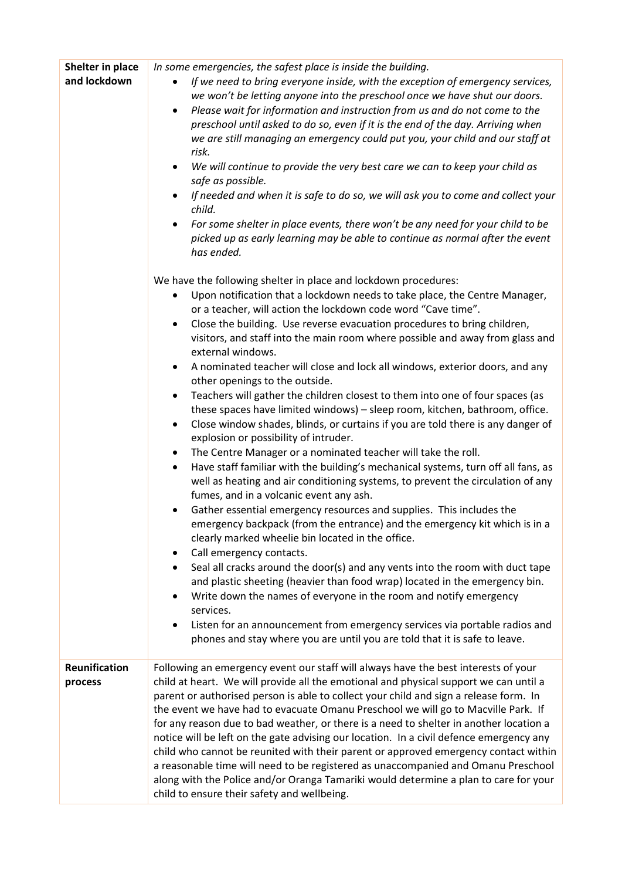| | |
|---|---|
| **Shelter in place and lockdown** | *In some emergencies, the safest place is inside the building.*<br>• *If we need to bring everyone inside, with the exception of emergency services, we won't be letting anyone into the preschool once we have shut our doors.*<br>• *Please wait for information and instruction from us and do not come to the preschool until asked to do so, even if it is the end of the day. Arriving when we are still managing an emergency could put you, your child and our staff at risk.*<br>• *We will continue to provide the very best care we can to keep your child as safe as possible.*<br>• *If needed and when it is safe to do so, we will ask you to come and collect your child.*<br>• *For some shelter in place events, there won't be any need for your child to be picked up as early learning may be able to continue as normal after the event has ended.*<br><br>We have the following shelter in place and lockdown procedures:<br>• Upon notification that a lockdown needs to take place, the Centre Manager, or a teacher, will action the lockdown code word "Cave time".<br>• Close the building. Use reverse evacuation procedures to bring children, visitors, and staff into the main room where possible and away from glass and external windows.<br>• A nominated teacher will close and lock all windows, exterior doors, and any other openings to the outside.<br>• Teachers will gather the children closest to them into one of four spaces (as these spaces have limited windows) – sleep room, kitchen, bathroom, office.<br>• Close window shades, blinds, or curtains if you are told there is any danger of explosion or possibility of intruder.<br>• The Centre Manager or a nominated teacher will take the roll.<br>• Have staff familiar with the building's mechanical systems, turn off all fans, as well as heating and air conditioning systems, to prevent the circulation of any fumes, and in a volcanic event any ash.<br>• Gather essential emergency resources and supplies. This includes the emergency backpack (from the entrance) and the emergency kit which is in a clearly marked wheelie bin located in the office.<br>• Call emergency contacts.<br>• Seal all cracks around the door(s) and any vents into the room with duct tape and plastic sheeting (heavier than food wrap) located in the emergency bin.<br>• Write down the names of everyone in the room and notify emergency services.<br>• Listen for an announcement from emergency services via portable radios and phones and stay where you are until you are told that it is safe to leave. |
| **Reunification process** | Following an emergency event our staff will always have the best interests of your child at heart. We will provide all the emotional and physical support we can until a parent or authorised person is able to collect your child and sign a release form. In the event we have had to evacuate Omanu Preschool we will go to Macville Park. If for any reason due to bad weather, or there is a need to shelter in another location a notice will be left on the gate advising our location. In a civil defence emergency any child who cannot be reunited with their parent or approved emergency contact within a reasonable time will need to be registered as unaccompanied and Omanu Preschool along with the Police and/or Oranga Tamariki would determine a plan to care for your child to ensure their safety and wellbeing. |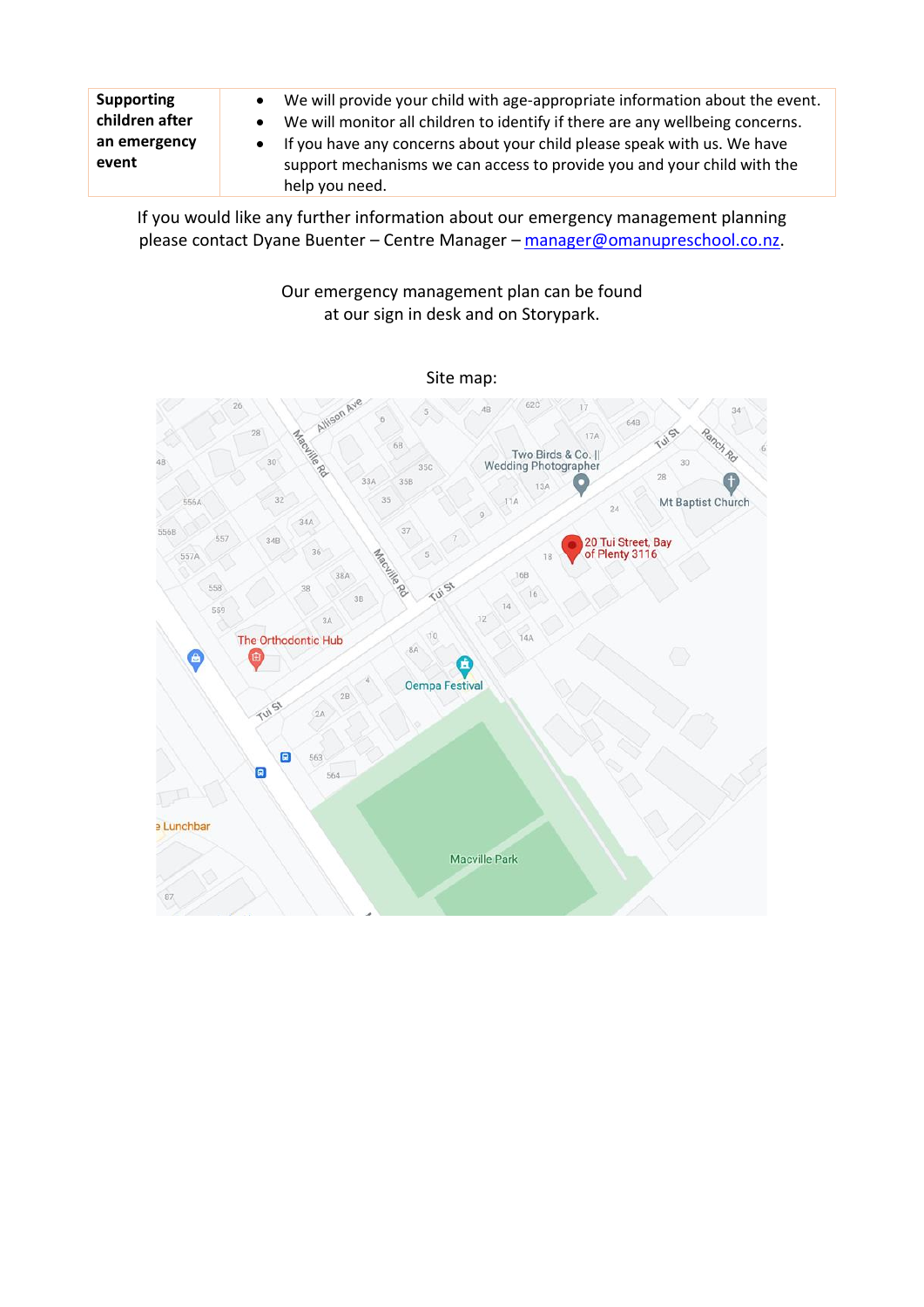| | |
|---|---|
| **Supporting children after an emergency event** | • We will provide your child with age-appropriate information about the event.<br>• We will monitor all children to identify if there are any wellbeing concerns.<br>• If you have any concerns about your child please speak with us. We have support mechanisms we can access to provide you and your child with the help you need. |

If you would like any further information about our emergency management planning please contact Dyane Buenter – Centre Manager – manager@omanupreschool.co.nz.

Our emergency management plan can be found at our sign in desk and on Storypark.

Site map: